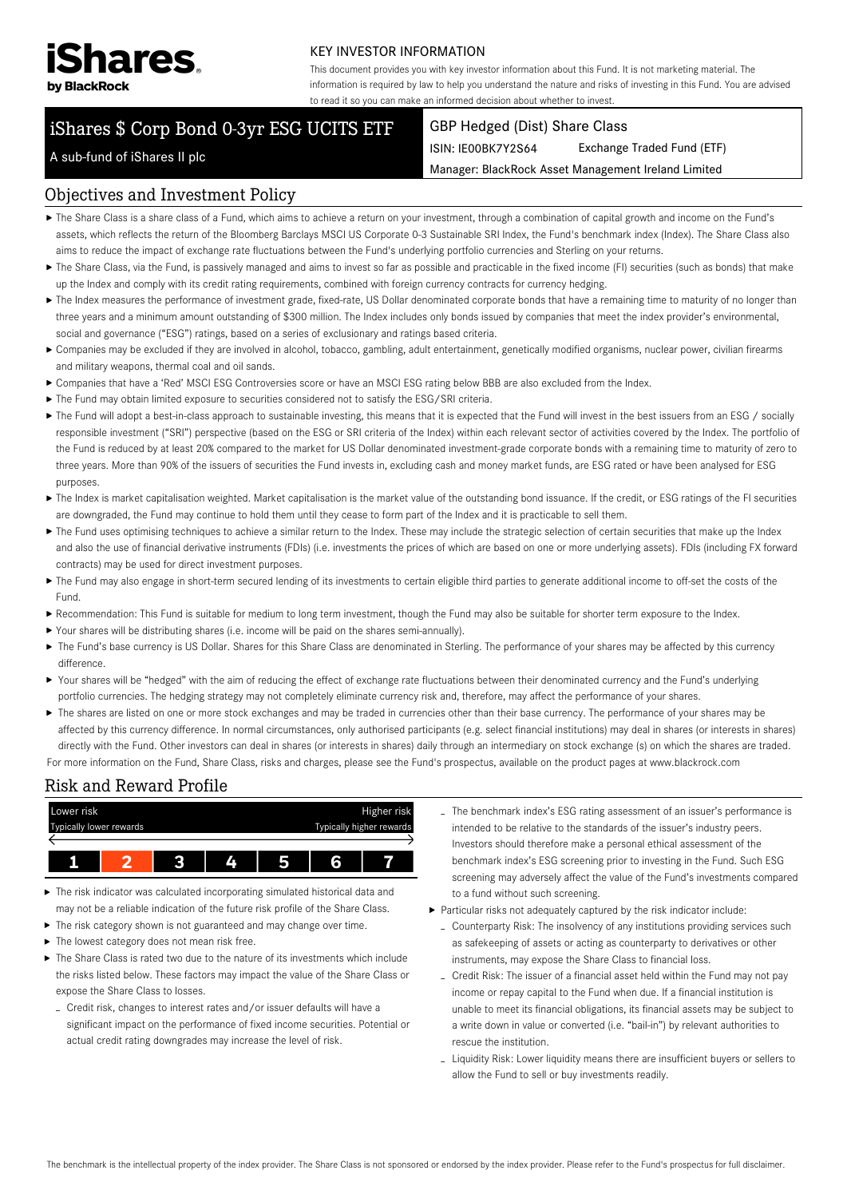iShares by BlackRock

KEY INVESTOR INFORMATION

This document provides you with key investor information about this Fund. It is not marketing material. The information is required by law to help you understand the nature and risks of investing in this Fund. You are advised to read it so you can make an informed decision about whether to invest.

# iShares $ Corp Bond 0-3yr ESG UCITS ETF

A sub-fund of iShares II plc

GBP Hedged (Dist) Share Class

ISIN: IE00BK7Y2S64 Exchange Traded Fund (ETF)

Manager: BlackRock Asset Management Ireland Limited

## Objectives and Investment Policy

- The Share Class is a share class of a Fund, which aims to achieve a return on your investment, through a combination of capital growth and income on the Fund's assets, which reflects the return of the Bloomberg Barclays MSCI US Corporate 0-3 Sustainable SRI Index, the Fund's benchmark index (Index). The Share Class also aims to reduce the impact of exchange rate fluctuations between the Fund's underlying portfolio currencies and Sterling on your returns.
- The Share Class, via the Fund, is passively managed and aims to invest so far as possible and practicable in the fixed income (FI) securities (such as bonds) that make up the Index and comply with its credit rating requirements, combined with foreign currency contracts for currency hedging.
- The Index measures the performance of investment grade, fixed-rate, US Dollar denominated corporate bonds that have a remaining time to maturity of no longer than three years and a minimum amount outstanding of $300 million. The Index includes only bonds issued by companies that meet the index provider's environmental, social and governance ("ESG") ratings, based on a series of exclusionary and ratings based criteria.
- Companies may be excluded if they are involved in alcohol, tobacco, gambling, adult entertainment, genetically modified organisms, nuclear power, civilian firearms and military weapons, thermal coal and oil sands.
- Companies that have a 'Red' MSCI ESG Controversies score or have an MSCI ESG rating below BBB are also excluded from the Index.
- The Fund may obtain limited exposure to securities considered not to satisfy the ESG/SRI criteria.
- The Fund will adopt a best-in-class approach to sustainable investing, this means that it is expected that the Fund will invest in the best issuers from an ESG / socially responsible investment ("SRI") perspective (based on the ESG or SRI criteria of the Index) within each relevant sector of activities covered by the Index. The portfolio of the Fund is reduced by at least 20% compared to the market for US Dollar denominated investment-grade corporate bonds with a remaining time to maturity of zero to three years. More than 90% of the issuers of securities the Fund invests in, excluding cash and money market funds, are ESG rated or have been analysed for ESG purposes.
- The Index is market capitalisation weighted. Market capitalisation is the market value of the outstanding bond issuance. If the credit, or ESG ratings of the FI securities are downgraded, the Fund may continue to hold them until they cease to form part of the Index and it is practicable to sell them.
- The Fund uses optimising techniques to achieve a similar return to the Index. These may include the strategic selection of certain securities that make up the Index and also the use of financial derivative instruments (FDIs) (i.e. investments the prices of which are based on one or more underlying assets). FDIs (including FX forward contracts) may be used for direct investment purposes.
- The Fund may also engage in short-term secured lending of its investments to certain eligible third parties to generate additional income to off-set the costs of the Fund.
- Recommendation: This Fund is suitable for medium to long term investment, though the Fund may also be suitable for shorter term exposure to the Index.
- Your shares will be distributing shares (i.e. income will be paid on the shares semi-annually).
- The Fund's base currency is US Dollar. Shares for this Share Class are denominated in Sterling. The performance of your shares may be affected by this currency difference.
- Your shares will be "hedged" with the aim of reducing the effect of exchange rate fluctuations between their denominated currency and the Fund's underlying portfolio currencies. The hedging strategy may not completely eliminate currency risk and, therefore, may affect the performance of your shares.
- The shares are listed on one or more stock exchanges and may be traded in currencies other than their base currency. The performance of your shares may be affected by this currency difference. In normal circumstances, only authorised participants (e.g. select financial institutions) may deal in shares (or interests in shares) directly with the Fund. Other investors can deal in shares (or interests in shares) daily through an intermediary on stock exchange (s) on which the shares are traded.

For more information on the Fund, Share Class, risks and charges, please see the Fund's prospectus, available on the product pages at www.blackrock.com

## Risk and Reward Profile

| Lower risk | | | | | | Higher risk |
|---|---|---|---|---|---|---|
| Typically lower rewards | | | | | | Typically higher rewards |
| 1 | **2** | 3 | 4 | 5 | 6 | 7 |

- The risk indicator was calculated incorporating simulated historical data and may not be a reliable indication of the future risk profile of the Share Class.
- The risk category shown is not guaranteed and may change over time.
- The lowest category does not mean risk free.
- The Share Class is rated two due to the nature of its investments which include the risks listed below. These factors may impact the value of the Share Class or expose the Share Class to losses.
  - Credit risk, changes to interest rates and/or issuer defaults will have a significant impact on the performance of fixed income securities. Potential or actual credit rating downgrades may increase the level of risk.
  - The benchmark index's ESG rating assessment of an issuer's performance is intended to be relative to the standards of the issuer's industry peers. Investors should therefore make a personal ethical assessment of the benchmark index's ESG screening prior to investing in the Fund. Such ESG screening may adversely affect the value of the Fund's investments compared to a fund without such screening.
- Particular risks not adequately captured by the risk indicator include:
  - Counterparty Risk: The insolvency of any institutions providing services such as safekeeping of assets or acting as counterparty to derivatives or other instruments, may expose the Share Class to financial loss.
  - Credit Risk: The issuer of a financial asset held within the Fund may not pay income or repay capital to the Fund when due. If a financial institution is unable to meet its financial obligations, its financial assets may be subject to a write down in value or converted (i.e. "bail-in") by relevant authorities to rescue the institution.
  - Liquidity Risk: Lower liquidity means there are insufficient buyers or sellers to allow the Fund to sell or buy investments readily.

The benchmark is the intellectual property of the index provider. The Share Class is not sponsored or endorsed by the index provider. Please refer to the Fund's prospectus for full disclaimer.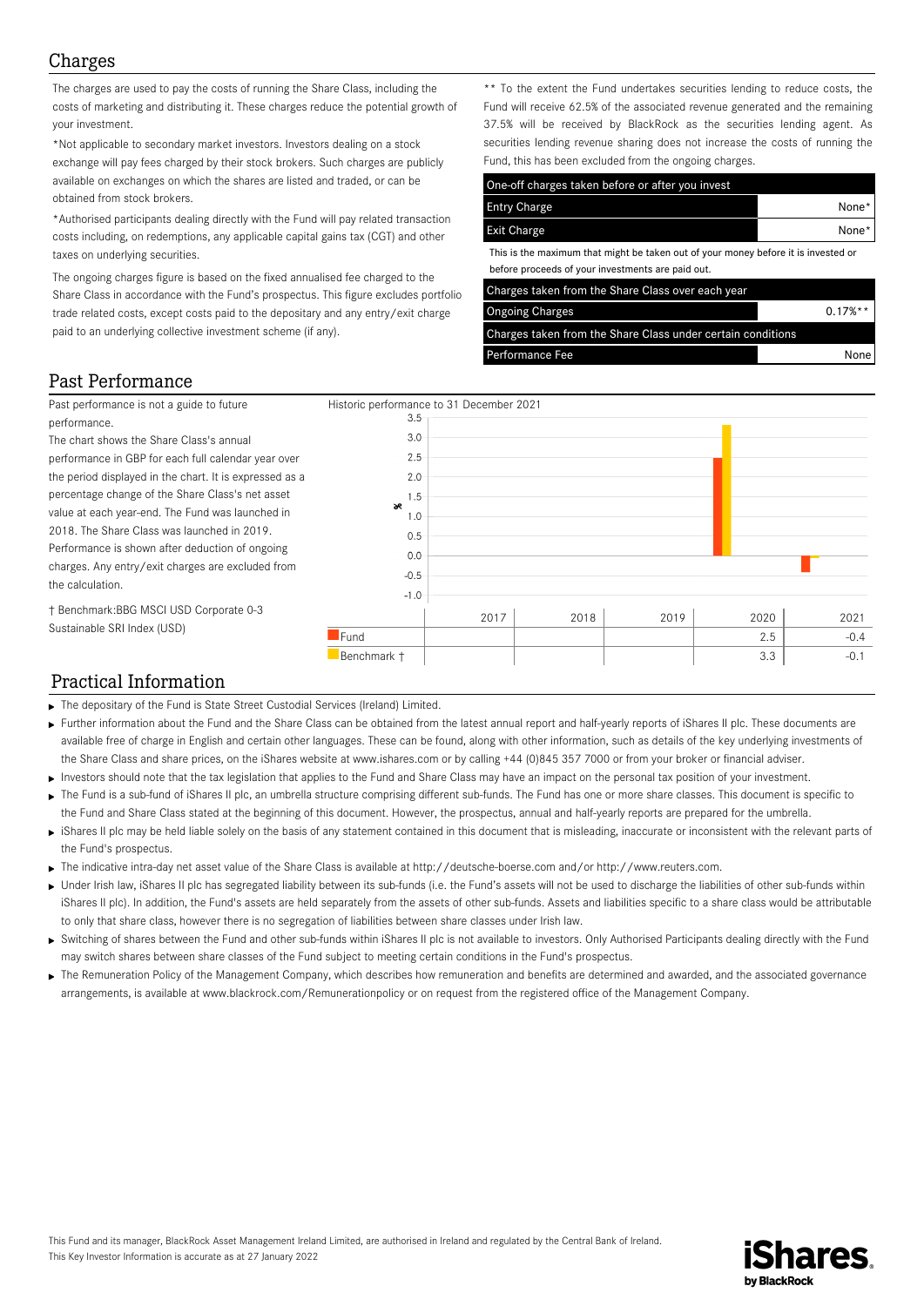## Charges

The charges are used to pay the costs of running the Share Class, including the costs of marketing and distributing it. These charges reduce the potential growth of your investment.

*Not applicable to secondary market investors. Investors dealing on a stock exchange will pay fees charged by their stock brokers. Such charges are publicly available on exchanges on which the shares are listed and traded, or can be obtained from stock brokers.

*Authorised participants dealing directly with the Fund will pay related transaction costs including, on redemptions, any applicable capital gains tax (CGT) and other taxes on underlying securities.

The ongoing charges figure is based on the fixed annualised fee charged to the Share Class in accordance with the Fund's prospectus. This figure excludes portfolio trade related costs, except costs paid to the depositary and any entry/exit charge paid to an underlying collective investment scheme (if any).

** To the extent the Fund undertakes securities lending to reduce costs, the Fund will receive 62.5% of the associated revenue generated and the remaining 37.5% will be received by BlackRock as the securities lending agent. As securities lending revenue sharing does not increase the costs of running the Fund, this has been excluded from the ongoing charges.

| One-off charges taken before or after you invest | |
|---|---|
| Entry Charge | None* |
| Exit Charge | None* |

This is the maximum that might be taken out of your money before it is invested or before proceeds of your investments are paid out.

| Charges taken from the Share Class over each year | |
|---|---|
| Ongoing Charges | 0.17%** |
| **Charges taken from the Share Class under certain conditions** | |
| Performance Fee | None |

## Past Performance

Past performance is not a guide to future performance.

The chart shows the Share Class's annual performance in GBP for each full calendar year over the period displayed in the chart. It is expressed as a percentage change of the Share Class's net asset value at each year-end. The Fund was launched in 2018. The Share Class was launched in 2019.

Performance is shown after deduction of ongoing charges. Any entry/exit charges are excluded from the calculation.

† Benchmark:BBG MSCI USD Corporate 0-3 Sustainable SRI Index (USD)

Historic performance to 31 December 2021

%

3.5
3.0
2.5
2.0
1.5
1.0
0.5
0.0
-0.5
-1.0

2017 2018 2019 2020 2021

Fund: 2020: 2.5, 2021: -0.4

Benchmark †: 2020: 3.3, 2021: -0.1

## Practical Information

- The depositary of the Fund is State Street Custodial Services (Ireland) Limited.
- Further information about the Fund and the Share Class can be obtained from the latest annual report and half-yearly reports of iShares II plc. These documents are available free of charge in English and certain other languages. These can be found, along with other information, such as details of the key underlying investments of the Share Class and share prices, on the iShares website at www.ishares.com or by calling +44 (0)845 357 7000 or from your broker or financial adviser.
- Investors should note that the tax legislation that applies to the Fund and Share Class may have an impact on the personal tax position of your investment.
- The Fund is a sub-fund of iShares II plc, an umbrella structure comprising different sub-funds. The Fund has one or more share classes. This document is specific to the Fund and Share Class stated at the beginning of this document. However, the prospectus, annual and half-yearly reports are prepared for the umbrella.
- iShares II plc may be held liable solely on the basis of any statement contained in this document that is misleading, inaccurate or inconsistent with the relevant parts of the Fund's prospectus.
- The indicative intra-day net asset value of the Share Class is available at http://deutsche-boerse.com and/or http://www.reuters.com.
- Under Irish law, iShares II plc has segregated liability between its sub-funds (i.e. the Fund's assets will not be used to discharge the liabilities of other sub-funds within iShares II plc). In addition, the Fund's assets are held separately from the assets of other sub-funds. Assets and liabilities specific to a share class would be attributable to only that share class, however there is no segregation of liabilities between share classes under Irish law.
- Switching of shares between the Fund and other sub-funds within iShares II plc is not available to investors. Only Authorised Participants dealing directly with the Fund may switch shares between share classes of the Fund subject to meeting certain conditions in the Fund's prospectus.
- The Remuneration Policy of the Management Company, which describes how remuneration and benefits are determined and awarded, and the associated governance arrangements, is available at www.blackrock.com/Remunerationpolicy or on request from the registered office of the Management Company.

This Fund and its manager, BlackRock Asset Management Ireland Limited, are authorised in Ireland and regulated by the Central Bank of Ireland.
This Key Investor Information is accurate as at 27 January 2022